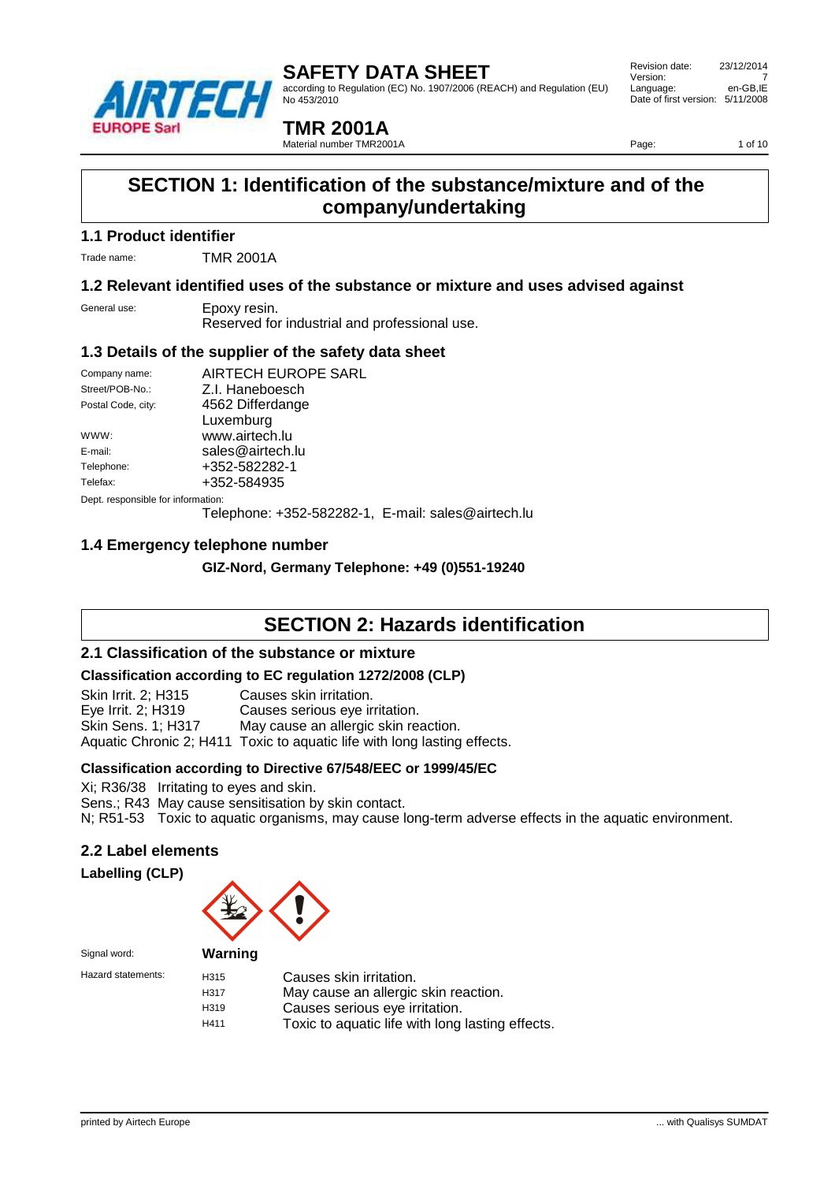# SAFETY DATA SHEET

according to Regulation (EC) No. 1907/2006 (REACH) and Regulation (EU) No 453/2010

Revision date: 23/12/2014
Version: 7
Language: en-GB,IE
Date of first version: 5/11/2008

# TMR 2001A

Material number TMR2001A

## SECTION 1: Identification of the substance/mixture and of the company/undertaking

### 1.1 Product identifier

Trade name: TMR 2001A

### 1.2 Relevant identified uses of the substance or mixture and uses advised against

General use: Epoxy resin.
Reserved for industrial and professional use.

### 1.3 Details of the supplier of the safety data sheet

| | |
|---|---|
| Company name: | AIRTECH EUROPE SARL |
| Street/POB-No.: | Z.I. Haneboesch |
| Postal Code, city: | 4562 Differdange<br>Luxemburg |
| WWW: | www.airtech.lu |
| E-mail: | sales@airtech.lu |
| Telephone: | +352-582282-1 |
| Telefax: | +352-584935 |

Dept. responsible for information:
Telephone: +352-582282-1, E-mail: sales@airtech.lu

### 1.4 Emergency telephone number

**GIZ-Nord, Germany Telephone: +49 (0)551-19240**

## SECTION 2: Hazards identification

### 2.1 Classification of the substance or mixture

**Classification according to EC regulation 1272/2008 (CLP)**

| | |
|---|---|
| Skin Irrit. 2; H315 | Causes skin irritation. |
| Eye Irrit. 2; H319 | Causes serious eye irritation. |
| Skin Sens. 1; H317 | May cause an allergic skin reaction. |
| Aquatic Chronic 2; H411 | Toxic to aquatic life with long lasting effects. |

**Classification according to Directive 67/548/EEC or 1999/45/EC**

Xi; R36/38 Irritating to eyes and skin.
Sens.; R43 May cause sensitisation by skin contact.
N; R51-53 Toxic to aquatic organisms, may cause long-term adverse effects in the aquatic environment.

### 2.2 Label elements

**Labelling (CLP)**

Signal word: **Warning**

Hazard statements:

| | |
|---|---|
| H315 | Causes skin irritation. |
| H317 | May cause an allergic skin reaction. |
| H319 | Causes serious eye irritation. |
| H411 | Toxic to aquatic life with long lasting effects. |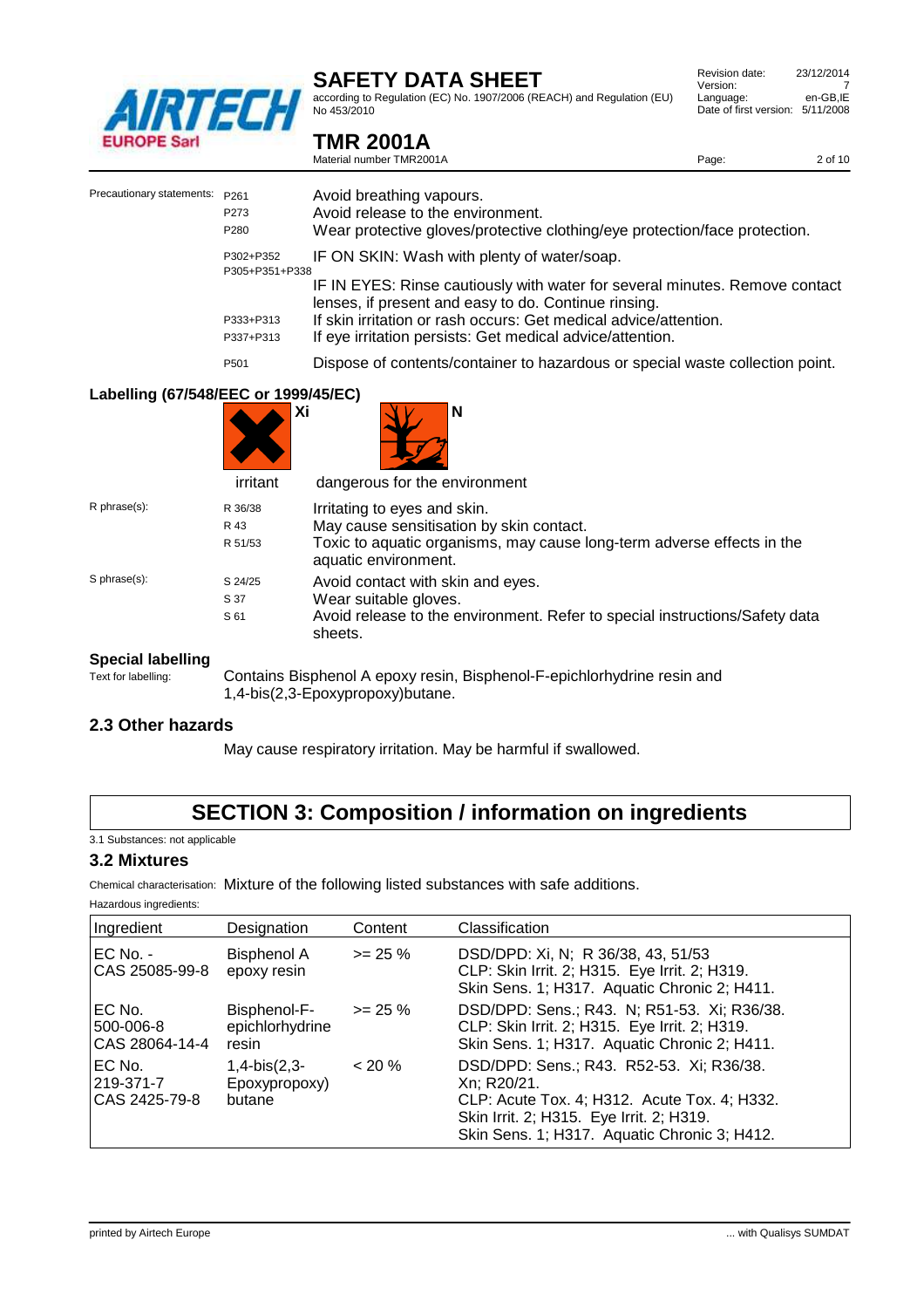Precautionary statements:

| | |
|---|---|
| P261 | Avoid breathing vapours. |
| P273 | Avoid release to the environment. |
| P280 | Wear protective gloves/protective clothing/eye protection/face protection. |
| P302+P352 | IF ON SKIN: Wash with plenty of water/soap. |
| P305+P351+P338 | IF IN EYES: Rinse cautiously with water for several minutes. Remove contact lenses, if present and easy to do. Continue rinsing. |
| P333+P313 | If skin irritation or rash occurs: Get medical advice/attention. |
| P337+P313 | If eye irritation persists: Get medical advice/attention. |
| P501 | Dispose of contents/container to hazardous or special waste collection point. |

### Labelling (67/548/EEC or 1999/45/EC)

Xi — irritant

N — dangerous for the environment

R phrase(s):

| | |
|---|---|
| R 36/38 | Irritating to eyes and skin. |
| R 43 | May cause sensitisation by skin contact. |
| R 51/53 | Toxic to aquatic organisms, may cause long-term adverse effects in the aquatic environment. |

S phrase(s):

| | |
|---|---|
| S 24/25 | Avoid contact with skin and eyes. |
| S 37 | Wear suitable gloves. |
| S 61 | Avoid release to the environment. Refer to special instructions/Safety data sheets. |

### Special labelling

Text for labelling: Contains Bisphenol A epoxy resin, Bisphenol-F-epichlorhydrine resin and 1,4-bis(2,3-Epoxypropoxy)butane.

## 2.3 Other hazards

May cause respiratory irritation. May be harmful if swallowed.

# SECTION 3: Composition / information on ingredients

3.1 Substances: not applicable

## 3.2 Mixtures

Chemical characterisation: Mixture of the following listed substances with safe additions.

Hazardous ingredients:

| Ingredient | Designation | Content | Classification |
|---|---|---|---|
| EC No. - CAS 25085-99-8 | Bisphenol A epoxy resin | >= 25 % | DSD/DPD: Xi, N; R 36/38, 43, 51/53<br>CLP: Skin Irrit. 2; H315. Eye Irrit. 2; H319. Skin Sens. 1; H317. Aquatic Chronic 2; H411. |
| EC No. 500-006-8 CAS 28064-14-4 | Bisphenol-F-epichlorhydrine resin | >= 25 % | DSD/DPD: Sens.; R43. N; R51-53. Xi; R36/38.<br>CLP: Skin Irrit. 2; H315. Eye Irrit. 2; H319. Skin Sens. 1; H317. Aquatic Chronic 2; H411. |
| EC No. 219-371-7 CAS 2425-79-8 | 1,4-bis(2,3-Epoxypropoxy) butane | < 20 % | DSD/DPD: Sens.; R43. R52-53. Xi; R36/38. Xn; R20/21.<br>CLP: Acute Tox. 4; H312. Acute Tox. 4; H332. Skin Irrit. 2; H315. Eye Irrit. 2; H319. Skin Sens. 1; H317. Aquatic Chronic 3; H412. |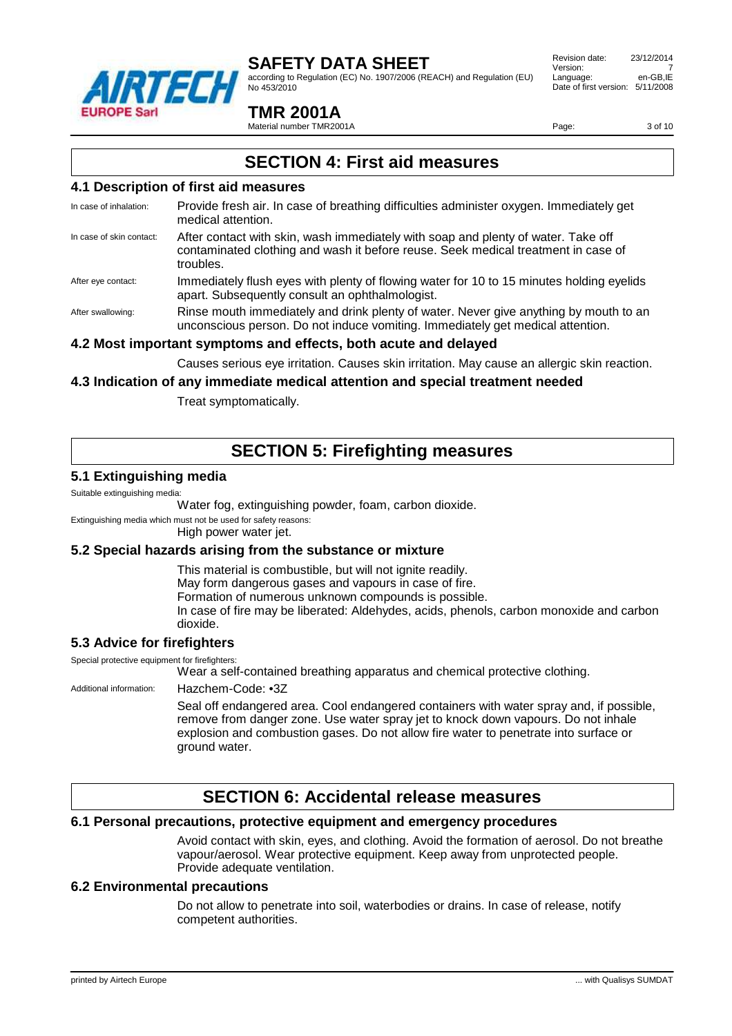# SECTION 4: First aid measures

## 4.1 Description of first aid measures

In case of inhalation: Provide fresh air. In case of breathing difficulties administer oxygen. Immediately get medical attention.

In case of skin contact: After contact with skin, wash immediately with soap and plenty of water. Take off contaminated clothing and wash it before reuse. Seek medical treatment in case of troubles.

After eye contact: Immediately flush eyes with plenty of flowing water for 10 to 15 minutes holding eyelids apart. Subsequently consult an ophthalmologist.

After swallowing: Rinse mouth immediately and drink plenty of water. Never give anything by mouth to an unconscious person. Do not induce vomiting. Immediately get medical attention.

## 4.2 Most important symptoms and effects, both acute and delayed

Causes serious eye irritation. Causes skin irritation. May cause an allergic skin reaction.

## 4.3 Indication of any immediate medical attention and special treatment needed

Treat symptomatically.

# SECTION 5: Firefighting measures

## 5.1 Extinguishing media

Suitable extinguishing media:

Water fog, extinguishing powder, foam, carbon dioxide.

Extinguishing media which must not be used for safety reasons:

High power water jet.

## 5.2 Special hazards arising from the substance or mixture

This material is combustible, but will not ignite readily.
May form dangerous gases and vapours in case of fire.
Formation of numerous unknown compounds is possible.
In case of fire may be liberated: Aldehydes, acids, phenols, carbon monoxide and carbon dioxide.

## 5.3 Advice for firefighters

Special protective equipment for firefighters:

Wear a self-contained breathing apparatus and chemical protective clothing.

Additional information: Hazchem-Code: •3Z

Seal off endangered area. Cool endangered containers with water spray and, if possible, remove from danger zone. Use water spray jet to knock down vapours. Do not inhale explosion and combustion gases. Do not allow fire water to penetrate into surface or ground water.

# SECTION 6: Accidental release measures

## 6.1 Personal precautions, protective equipment and emergency procedures

Avoid contact with skin, eyes, and clothing. Avoid the formation of aerosol. Do not breathe vapour/aerosol. Wear protective equipment. Keep away from unprotected people. Provide adequate ventilation.

## 6.2 Environmental precautions

Do not allow to penetrate into soil, waterbodies or drains. In case of release, notify competent authorities.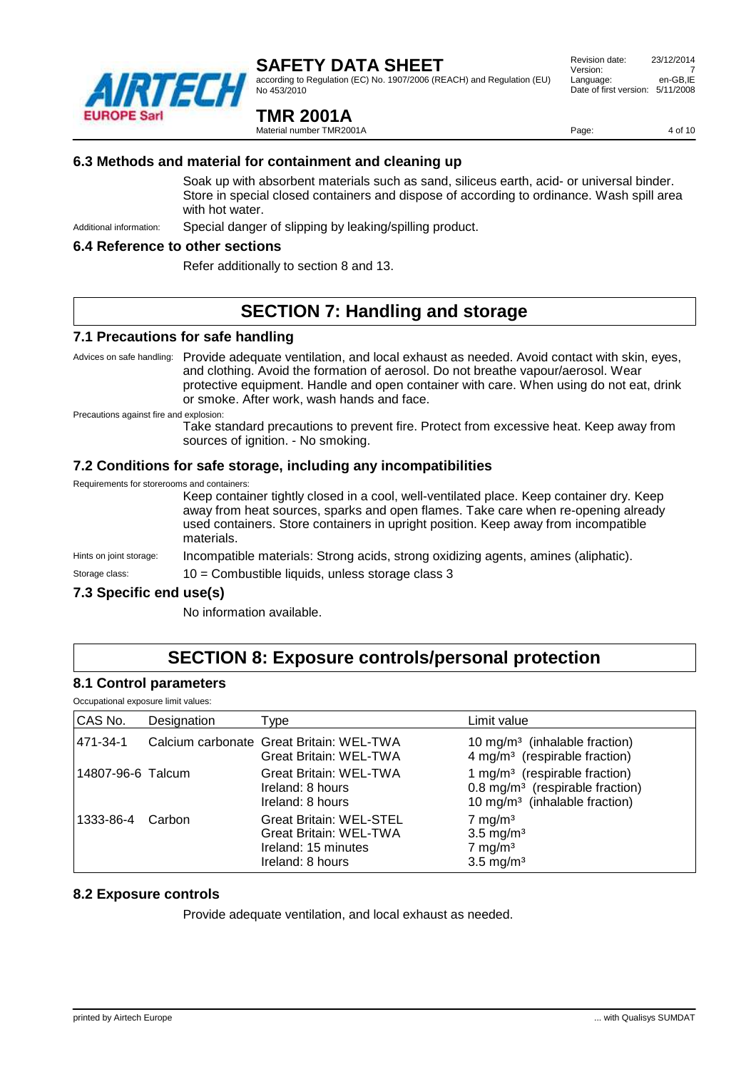### 6.3 Methods and material for containment and cleaning up

Soak up with absorbent materials such as sand, siliceus earth, acid- or universal binder. Store in special closed containers and dispose of according to ordinance. Wash spill area with hot water.

Additional information: Special danger of slipping by leaking/spilling product.

### 6.4 Reference to other sections

Refer additionally to section 8 and 13.

## SECTION 7: Handling and storage

### 7.1 Precautions for safe handling

Advices on safe handling: Provide adequate ventilation, and local exhaust as needed. Avoid contact with skin, eyes, and clothing. Avoid the formation of aerosol. Do not breathe vapour/aerosol. Wear protective equipment. Handle and open container with care. When using do not eat, drink or smoke. After work, wash hands and face.

Precautions against fire and explosion:

Take standard precautions to prevent fire. Protect from excessive heat. Keep away from sources of ignition. - No smoking.

### 7.2 Conditions for safe storage, including any incompatibilities

Requirements for storerooms and containers:

Keep container tightly closed in a cool, well-ventilated place. Keep container dry. Keep away from heat sources, sparks and open flames. Take care when re-opening already used containers. Store containers in upright position. Keep away from incompatible materials.

Hints on joint storage: Incompatible materials: Strong acids, strong oxidizing agents, amines (aliphatic).

Storage class: 10 = Combustible liquids, unless storage class 3

### 7.3 Specific end use(s)

No information available.

## SECTION 8: Exposure controls/personal protection

### 8.1 Control parameters

Occupational exposure limit values:

| CAS No. | Designation | Type | Limit value |
|---|---|---|---|
| 471-34-1 | Calcium carbonate | Great Britain: WEL-TWA<br>Great Britain: WEL-TWA | 10 mg/m³ (inhalable fraction)<br>4 mg/m³ (respirable fraction) |
| 14807-96-6 | Talcum | Great Britain: WEL-TWA<br>Ireland: 8 hours<br>Ireland: 8 hours | 1 mg/m³ (respirable fraction)<br>0.8 mg/m³ (respirable fraction)<br>10 mg/m³ (inhalable fraction) |
| 1333-86-4 | Carbon | Great Britain: WEL-STEL<br>Great Britain: WEL-TWA<br>Ireland: 15 minutes<br>Ireland: 8 hours | 7 mg/m³<br>3.5 mg/m³<br>7 mg/m³<br>3.5 mg/m³ |

### 8.2 Exposure controls

Provide adequate ventilation, and local exhaust as needed.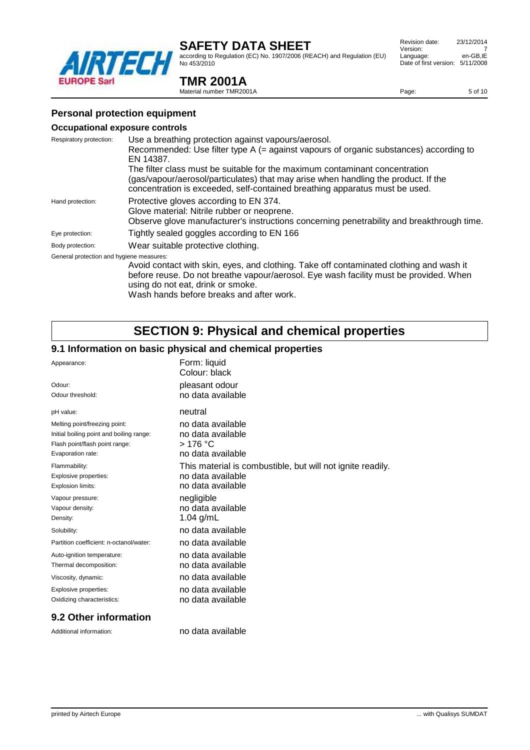## Personal protection equipment

### Occupational exposure controls

| | |
|---|---|
| Respiratory protection: | Use a breathing protection against vapours/aerosol.<br>Recommended: Use filter type A (= against vapours of organic substances) according to EN 14387.<br>The filter class must be suitable for the maximum contaminant concentration (gas/vapour/aerosol/particulates) that may arise when handling the product. If the concentration is exceeded, self-contained breathing apparatus must be used. |
| Hand protection: | Protective gloves according to EN 374.<br>Glove material: Nitrile rubber or neoprene.<br>Observe glove manufacturer's instructions concerning penetrability and breakthrough time. |
| Eye protection: | Tightly sealed goggles according to EN 166 |
| Body protection: | Wear suitable protective clothing. |

General protection and hygiene measures:

Avoid contact with skin, eyes, and clothing. Take off contaminated clothing and wash it before reuse. Do not breathe vapour/aerosol. Eye wash facility must be provided. When using do not eat, drink or smoke.
Wash hands before breaks and after work.

# SECTION 9: Physical and chemical properties

## 9.1 Information on basic physical and chemical properties

| | |
|---|---|
| Appearance: | Form: liquid<br>Colour: black |
| Odour: | pleasant odour |
| Odour threshold: | no data available |
| pH value: | neutral |
| Melting point/freezing point: | no data available |
| Initial boiling point and boiling range: | no data available |
| Flash point/flash point range: | > 176 °C |
| Evaporation rate: | no data available |
| Flammability: | This material is combustible, but will not ignite readily. |
| Explosive properties: | no data available |
| Explosion limits: | no data available |
| Vapour pressure: | negligible |
| Vapour density: | no data available |
| Density: | 1.04 g/mL |
| Solubility: | no data available |
| Partition coefficient: n-octanol/water: | no data available |
| Auto-ignition temperature: | no data available |
| Thermal decomposition: | no data available |
| Viscosity, dynamic: | no data available |
| Explosive properties: | no data available |
| Oxidizing characteristics: | no data available |

## 9.2 Other information

| | |
|---|---|
| Additional information: | no data available |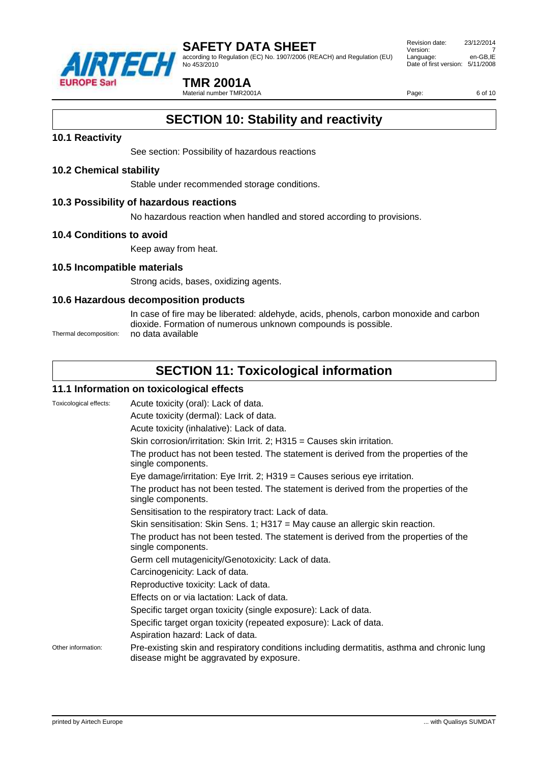## SECTION 10: Stability and reactivity

### 10.1 Reactivity

See section: Possibility of hazardous reactions

### 10.2 Chemical stability

Stable under recommended storage conditions.

### 10.3 Possibility of hazardous reactions

No hazardous reaction when handled and stored according to provisions.

### 10.4 Conditions to avoid

Keep away from heat.

### 10.5 Incompatible materials

Strong acids, bases, oxidizing agents.

### 10.6 Hazardous decomposition products

In case of fire may be liberated: aldehyde, acids, phenols, carbon monoxide and carbon dioxide. Formation of numerous unknown compounds is possible.

Thermal decomposition: no data available

## SECTION 11: Toxicological information

### 11.1 Information on toxicological effects

Toxicological effects:

Acute toxicity (oral): Lack of data.

Acute toxicity (dermal): Lack of data.

Acute toxicity (inhalative): Lack of data.

Skin corrosion/irritation: Skin Irrit. 2; H315 = Causes skin irritation.

The product has not been tested. The statement is derived from the properties of the single components.

Eye damage/irritation: Eye Irrit. 2; H319 = Causes serious eye irritation.

The product has not been tested. The statement is derived from the properties of the single components.

Sensitisation to the respiratory tract: Lack of data.

Skin sensitisation: Skin Sens. 1; H317 = May cause an allergic skin reaction.

The product has not been tested. The statement is derived from the properties of the single components.

Germ cell mutagenicity/Genotoxicity: Lack of data.

Carcinogenicity: Lack of data.

Reproductive toxicity: Lack of data.

Effects on or via lactation: Lack of data.

Specific target organ toxicity (single exposure): Lack of data.

Specific target organ toxicity (repeated exposure): Lack of data.

Aspiration hazard: Lack of data.

Other information: Pre-existing skin and respiratory conditions including dermatitis, asthma and chronic lung disease might be aggravated by exposure.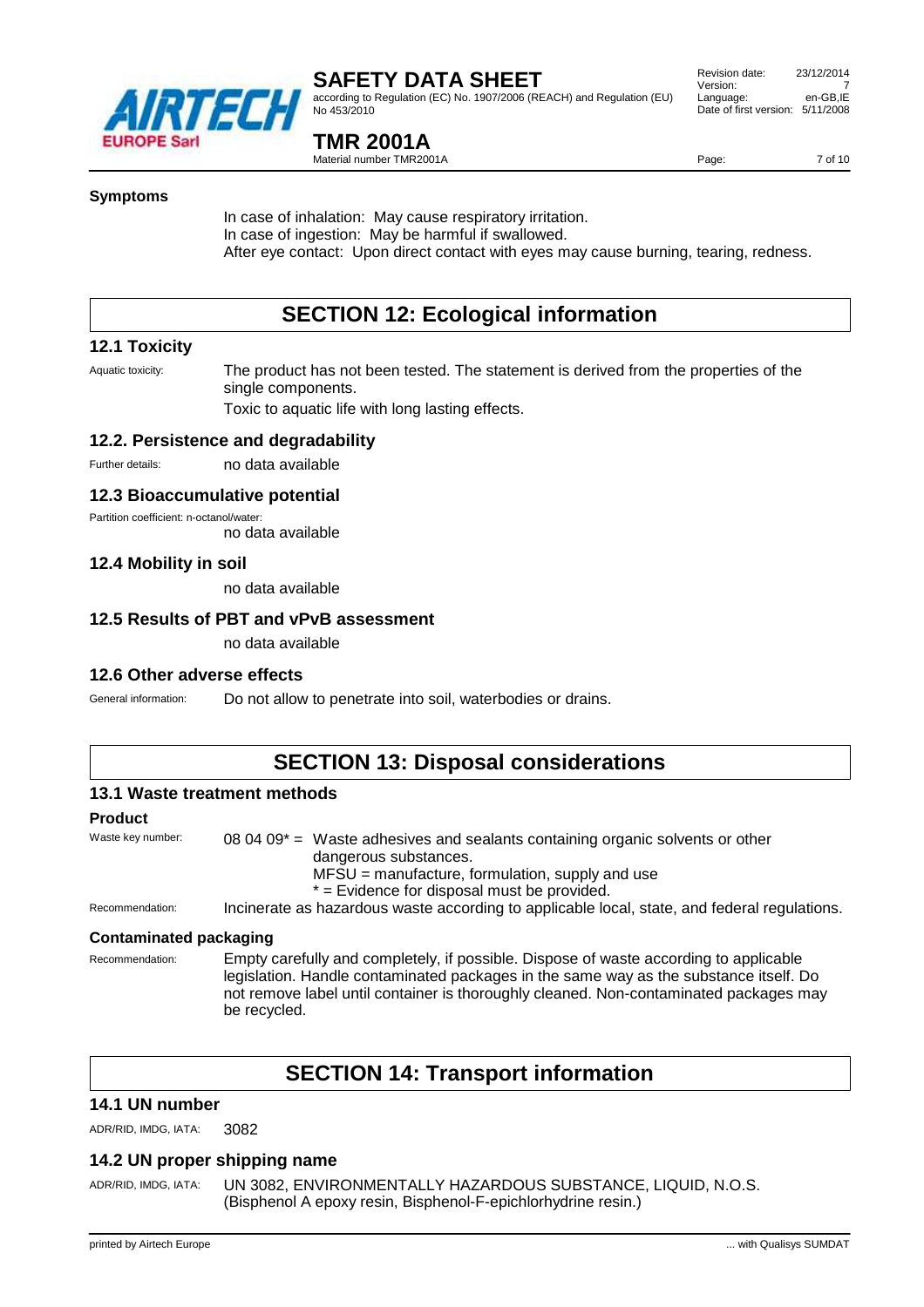**Symptoms**

In case of inhalation: May cause respiratory irritation.
In case of ingestion: May be harmful if swallowed.
After eye contact: Upon direct contact with eyes may cause burning, tearing, redness.

# SECTION 12: Ecological information

## 12.1 Toxicity

Aquatic toxicity: The product has not been tested. The statement is derived from the properties of the single components.
Toxic to aquatic life with long lasting effects.

## 12.2. Persistence and degradability

Further details: no data available

## 12.3 Bioaccumulative potential

Partition coefficient: n-octanol/water:
no data available

## 12.4 Mobility in soil

no data available

## 12.5 Results of PBT and vPvB assessment

no data available

## 12.6 Other adverse effects

General information: Do not allow to penetrate into soil, waterbodies or drains.

# SECTION 13: Disposal considerations

## 13.1 Waste treatment methods

### Product

Waste key number: 08 04 09* = Waste adhesives and sealants containing organic solvents or other dangerous substances.
MFSU = manufacture, formulation, supply and use
* = Evidence for disposal must be provided.

Recommendation: Incinerate as hazardous waste according to applicable local, state, and federal regulations.

### Contaminated packaging

Recommendation: Empty carefully and completely, if possible. Dispose of waste according to applicable legislation. Handle contaminated packages in the same way as the substance itself. Do not remove label until container is thoroughly cleaned. Non-contaminated packages may be recycled.

# SECTION 14: Transport information

## 14.1 UN number

ADR/RID, IMDG, IATA: 3082

## 14.2 UN proper shipping name

ADR/RID, IMDG, IATA: UN 3082, ENVIRONMENTALLY HAZARDOUS SUBSTANCE, LIQUID, N.O.S. (Bisphenol A epoxy resin, Bisphenol-F-epichlorhydrine resin.)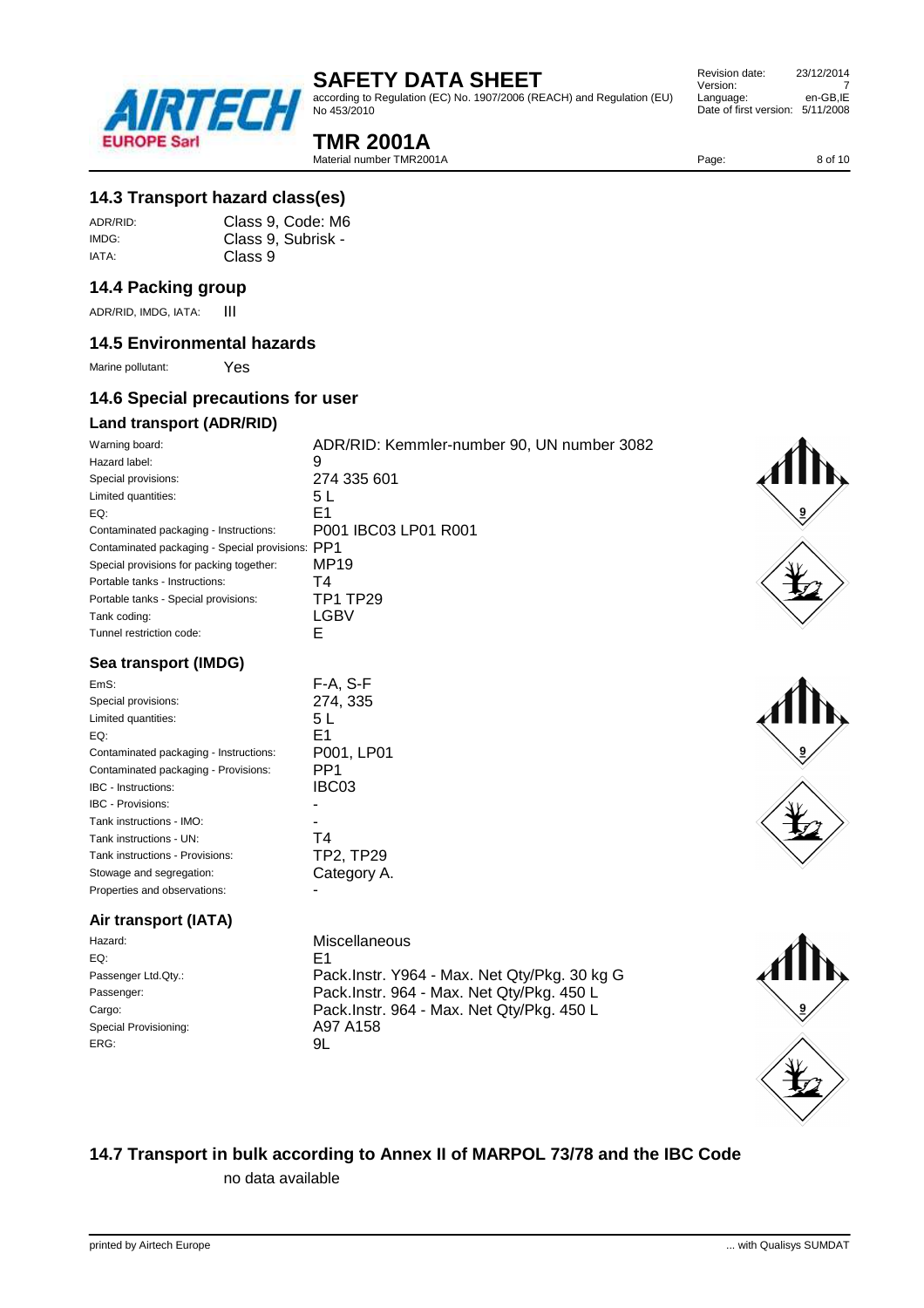## 14.3 Transport hazard class(es)

| | |
|---|---|
| ADR/RID: | Class 9, Code: M6 |
| IMDG: | Class 9, Subrisk - |
| IATA: | Class 9 |

## 14.4 Packing group

ADR/RID, IMDG, IATA: III

## 14.5 Environmental hazards

Marine pollutant: Yes

## 14.6 Special precautions for user

### Land transport (ADR/RID)

| | |
|---|---|
| Warning board: | ADR/RID: Kemmler-number 90, UN number 3082 |
| Hazard label: | 9 |
| Special provisions: | 274 335 601 |
| Limited quantities: | 5 L |
| EQ: | E1 |
| Contaminated packaging - Instructions: | P001 IBC03 LP01 R001 |
| Contaminated packaging - Special provisions: | PP1 |
| Special provisions for packing together: | MP19 |
| Portable tanks - Instructions: | T4 |
| Portable tanks - Special provisions: | TP1 TP29 |
| Tank coding: | LGBV |
| Tunnel restriction code: | E |

### Sea transport (IMDG)

| | |
|---|---|
| EmS: | F-A, S-F |
| Special provisions: | 274, 335 |
| Limited quantities: | 5 L |
| EQ: | E1 |
| Contaminated packaging - Instructions: | P001, LP01 |
| Contaminated packaging - Provisions: | PP1 |
| IBC - Instructions: | IBC03 |
| IBC - Provisions: | - |
| Tank instructions - IMO: | - |
| Tank instructions - UN: | T4 |
| Tank instructions - Provisions: | TP2, TP29 |
| Stowage and segregation: | Category A. |
| Properties and observations: | - |

### Air transport (IATA)

| | |
|---|---|
| Hazard: | Miscellaneous |
| EQ: | E1 |
| Passenger Ltd.Qty.: | Pack.Instr. Y964 - Max. Net Qty/Pkg. 30 kg G |
| Passenger: | Pack.Instr. 964 - Max. Net Qty/Pkg. 450 L |
| Cargo: | Pack.Instr. 964 - Max. Net Qty/Pkg. 450 L |
| Special Provisioning: | A97 A158 |
| ERG: | 9L |

## 14.7 Transport in bulk according to Annex II of MARPOL 73/78 and the IBC Code

no data available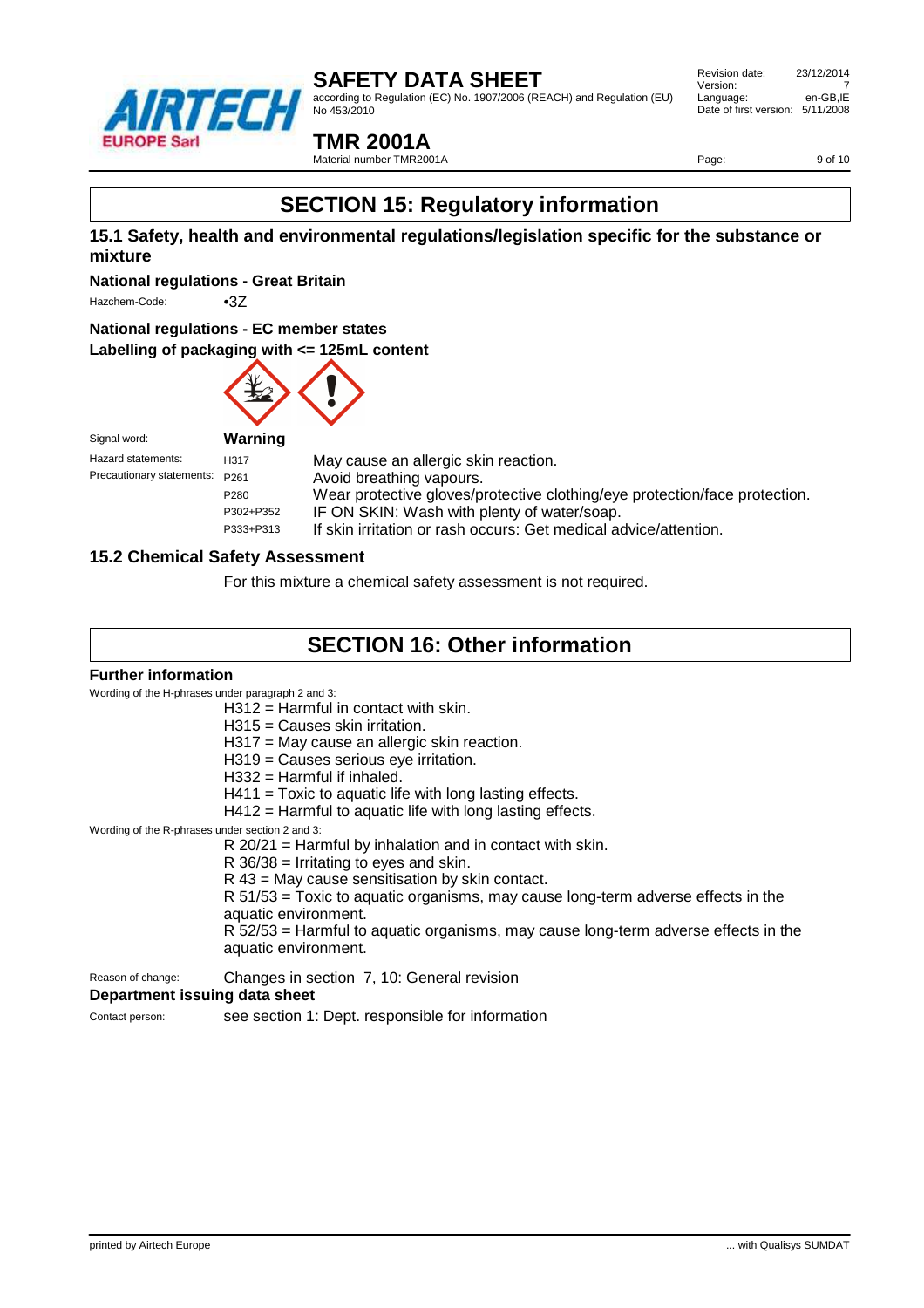## SECTION 15: Regulatory information

### 15.1 Safety, health and environmental regulations/legislation specific for the substance or mixture

**National regulations - Great Britain**

Hazchem-Code: •3Z

**National regulations - EC member states**

**Labelling of packaging with <= 125mL content**

Signal word: **Warning**

| | | |
|---|---|---|
| Hazard statements: | H317 | May cause an allergic skin reaction. |
| Precautionary statements: | P261 | Avoid breathing vapours. |
| | P280 | Wear protective gloves/protective clothing/eye protection/face protection. |
| | P302+P352 | IF ON SKIN: Wash with plenty of water/soap. |
| | P333+P313 | If skin irritation or rash occurs: Get medical advice/attention. |

### 15.2 Chemical Safety Assessment

For this mixture a chemical safety assessment is not required.

## SECTION 16: Other information

**Further information**

Wording of the H-phrases under paragraph 2 and 3:

H312 = Harmful in contact with skin.
H315 = Causes skin irritation.
H317 = May cause an allergic skin reaction.
H319 = Causes serious eye irritation.
H332 = Harmful if inhaled.
H411 = Toxic to aquatic life with long lasting effects.
H412 = Harmful to aquatic life with long lasting effects.

Wording of the R-phrases under section 2 and 3:

R 20/21 = Harmful by inhalation and in contact with skin.
R 36/38 = Irritating to eyes and skin.
R 43 = May cause sensitisation by skin contact.
R 51/53 = Toxic to aquatic organisms, may cause long-term adverse effects in the aquatic environment.
R 52/53 = Harmful to aquatic organisms, may cause long-term adverse effects in the aquatic environment.

Reason of change: Changes in section 7, 10: General revision

**Department issuing data sheet**

Contact person: see section 1: Dept. responsible for information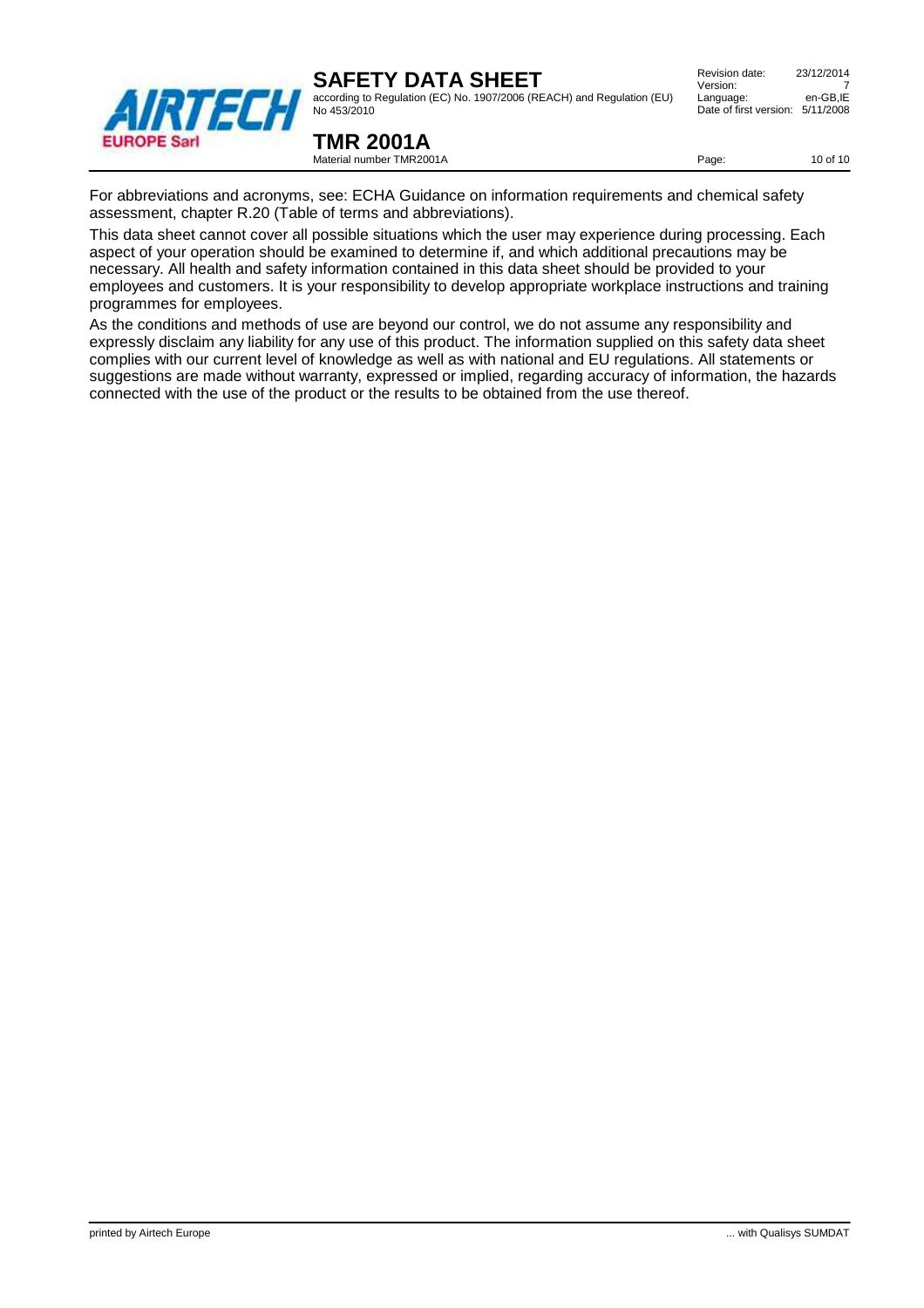For abbreviations and acronyms, see: ECHA Guidance on information requirements and chemical safety assessment, chapter R.20 (Table of terms and abbreviations).

This data sheet cannot cover all possible situations which the user may experience during processing. Each aspect of your operation should be examined to determine if, and which additional precautions may be necessary. All health and safety information contained in this data sheet should be provided to your employees and customers. It is your responsibility to develop appropriate workplace instructions and training programmes for employees.

As the conditions and methods of use are beyond our control, we do not assume any responsibility and expressly disclaim any liability for any use of this product. The information supplied on this safety data sheet complies with our current level of knowledge as well as with national and EU regulations. All statements or suggestions are made without warranty, expressed or implied, regarding accuracy of information, the hazards connected with the use of the product or the results to be obtained from the use thereof.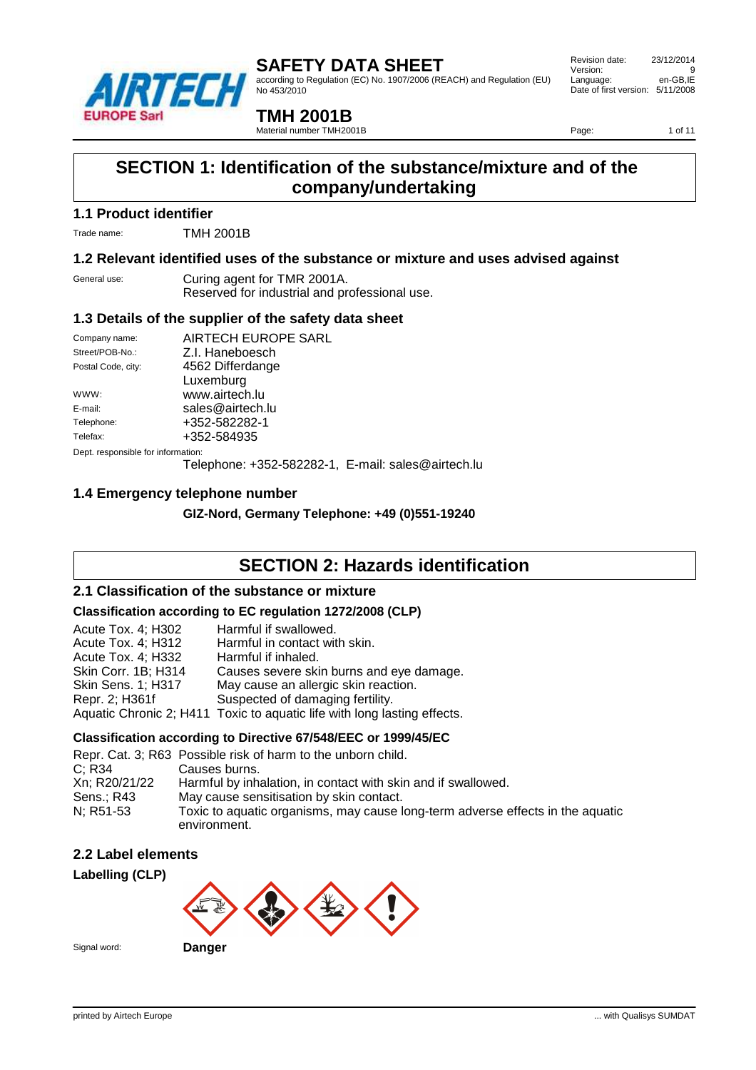# SAFETY DATA SHEET

according to Regulation (EC) No. 1907/2006 (REACH) and Regulation (EU) No 453/2010

| | |
|---|---|
| Revision date: | 23/12/2014 |
| Version: | 9 |
| Language: | en-GB,IE |
| Date of first version: | 5/11/2008 |

# TMH 2001B

Material number TMH2001B

## SECTION 1: Identification of the substance/mixture and of the company/undertaking

### 1.1 Product identifier

Trade name: TMH 2001B

### 1.2 Relevant identified uses of the substance or mixture and uses advised against

General use: Curing agent for TMR 2001A.
Reserved for industrial and professional use.

### 1.3 Details of the supplier of the safety data sheet

| | |
|---|---|
| Company name: | AIRTECH EUROPE SARL |
| Street/POB-No.: | Z.I. Haneboesch |
| Postal Code, city: | 4562 Differdange<br>Luxemburg |
| WWW: | www.airtech.lu |
| E-mail: | sales@airtech.lu |
| Telephone: | +352-582282-1 |
| Telefax: | +352-584935 |

Dept. responsible for information:
Telephone: +352-582282-1, E-mail: sales@airtech.lu

### 1.4 Emergency telephone number

**GIZ-Nord, Germany Telephone: +49 (0)551-19240**

## SECTION 2: Hazards identification

### 2.1 Classification of the substance or mixture

**Classification according to EC regulation 1272/2008 (CLP)**

| | |
|---|---|
| Acute Tox. 4; H302 | Harmful if swallowed. |
| Acute Tox. 4; H312 | Harmful in contact with skin. |
| Acute Tox. 4; H332 | Harmful if inhaled. |
| Skin Corr. 1B; H314 | Causes severe skin burns and eye damage. |
| Skin Sens. 1; H317 | May cause an allergic skin reaction. |
| Repr. 2; H361f | Suspected of damaging fertility. |
| Aquatic Chronic 2; H411 | Toxic to aquatic life with long lasting effects. |

**Classification according to Directive 67/548/EEC or 1999/45/EC**

| | |
|---|---|
| Repr. Cat. 3; R63 | Possible risk of harm to the unborn child. |
| C; R34 | Causes burns. |
| Xn; R20/21/22 | Harmful by inhalation, in contact with skin and if swallowed. |
| Sens.; R43 | May cause sensitisation by skin contact. |
| N; R51-53 | Toxic to aquatic organisms, may cause long-term adverse effects in the aquatic environment. |

### 2.2 Label elements

**Labelling (CLP)**

Signal word: **Danger**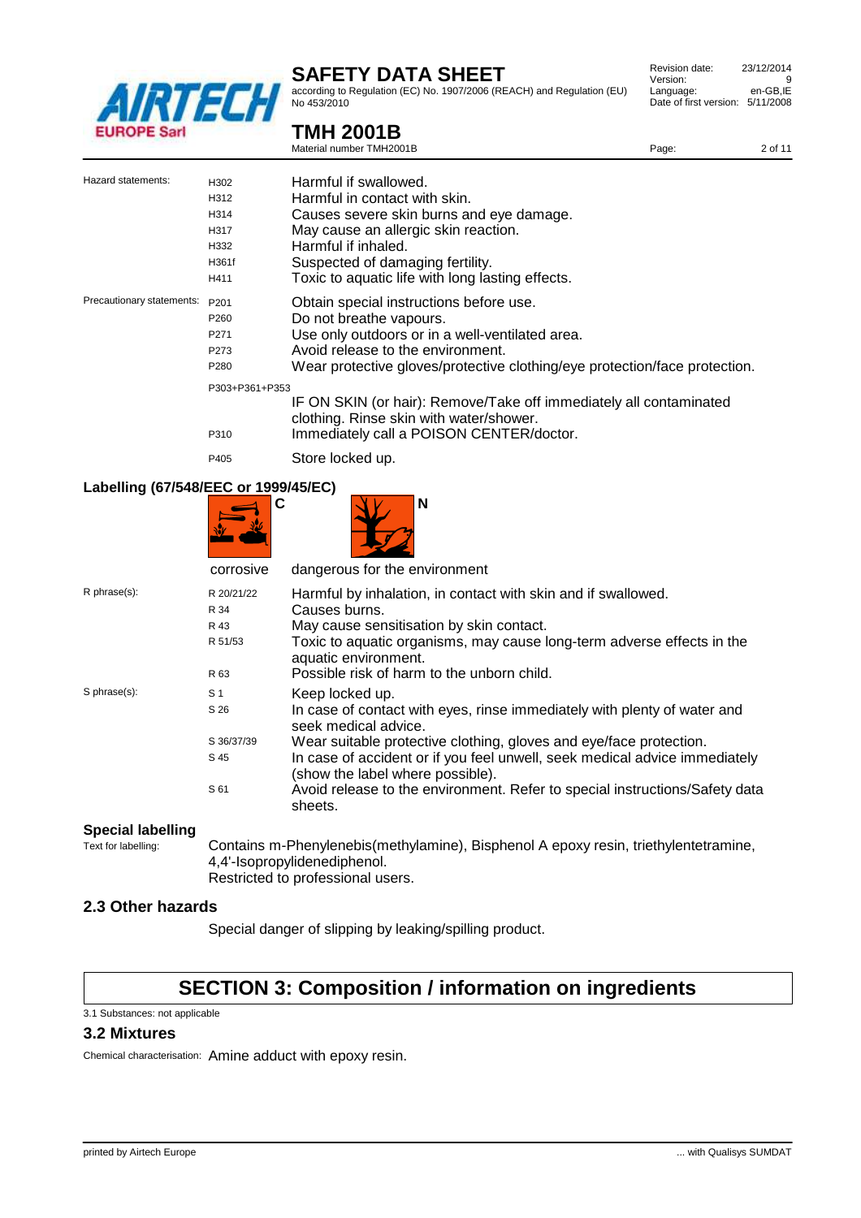| | | |
|---|---|---|
| Hazard statements: | H302 | Harmful if swallowed. |
| | H312 | Harmful in contact with skin. |
| | H314 | Causes severe skin burns and eye damage. |
| | H317 | May cause an allergic skin reaction. |
| | H332 | Harmful if inhaled. |
| | H361f | Suspected of damaging fertility. |
| | H411 | Toxic to aquatic life with long lasting effects. |
| Precautionary statements: | P201 | Obtain special instructions before use. |
| | P260 | Do not breathe vapours. |
| | P271 | Use only outdoors or in a well-ventilated area. |
| | P273 | Avoid release to the environment. |
| | P280 | Wear protective gloves/protective clothing/eye protection/face protection. |
| | P303+P361+P353 | IF ON SKIN (or hair): Remove/Take off immediately all contaminated clothing. Rinse skin with water/shower. |
| | P310 | Immediately call a POISON CENTER/doctor. |
| | P405 | Store locked up. |

**Labelling (67/548/EEC or 1999/45/EC)**

C – corrosive

N – dangerous for the environment

| | | |
|---|---|---|
| R phrase(s): | R 20/21/22 | Harmful by inhalation, in contact with skin and if swallowed. |
| | R 34 | Causes burns. |
| | R 43 | May cause sensitisation by skin contact. |
| | R 51/53 | Toxic to aquatic organisms, may cause long-term adverse effects in the aquatic environment. |
| | R 63 | Possible risk of harm to the unborn child. |
| S phrase(s): | S 1 | Keep locked up. |
| | S 26 | In case of contact with eyes, rinse immediately with plenty of water and seek medical advice. |
| | S 36/37/39 | Wear suitable protective clothing, gloves and eye/face protection. |
| | S 45 | In case of accident or if you feel unwell, seek medical advice immediately (show the label where possible). |
| | S 61 | Avoid release to the environment. Refer to special instructions/Safety data sheets. |

**Special labelling**

Text for labelling: Contains m-Phenylenebis(methylamine), Bisphenol A epoxy resin, triethylentetramine, 4,4'-Isopropylidenediphenol.
Restricted to professional users.

### 2.3 Other hazards

Special danger of slipping by leaking/spilling product.

## SECTION 3: Composition / information on ingredients

3.1 Substances: not applicable

### 3.2 Mixtures

Chemical characterisation: Amine adduct with epoxy resin.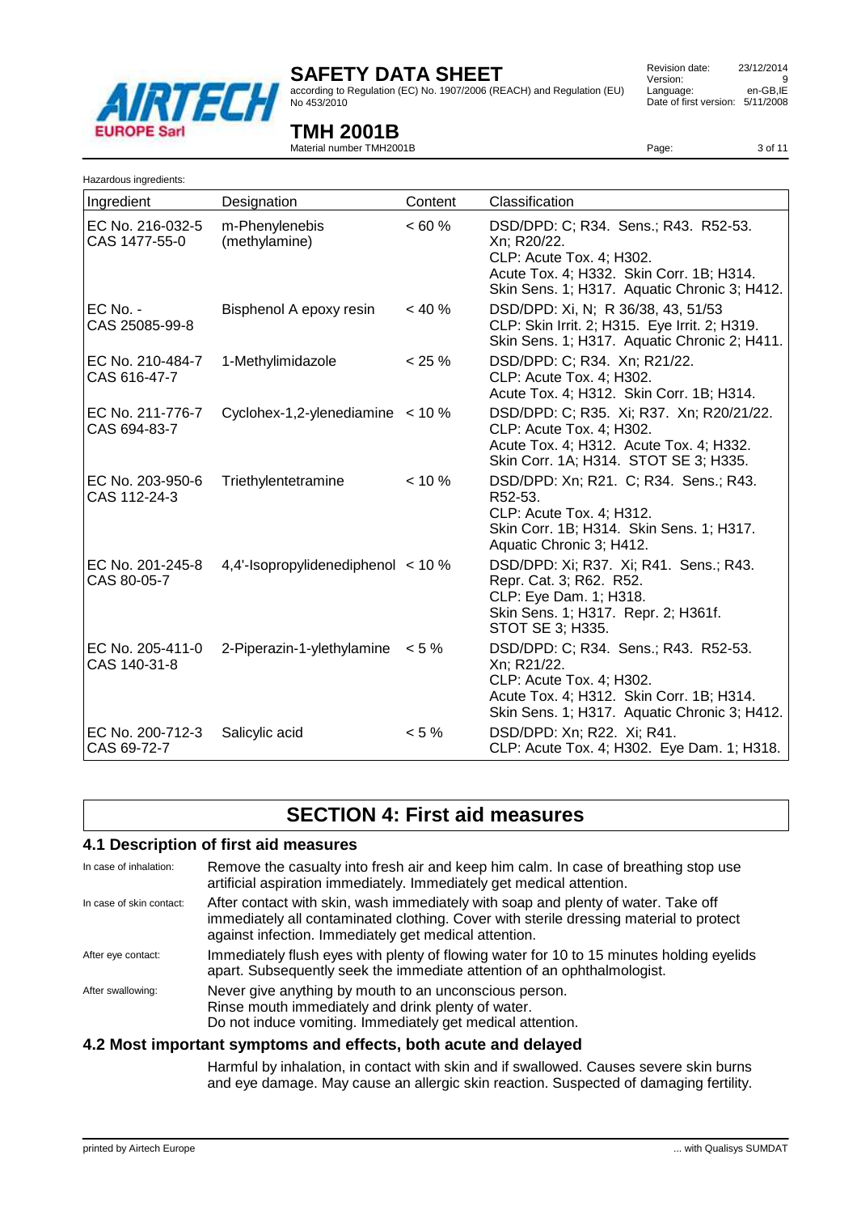Hazardous ingredients:

| Ingredient | Designation | Content | Classification |
|---|---|---|---|
| EC No. 216-032-5<br>CAS 1477-55-0 | m-Phenylenebis (methylamine) | < 60 % | DSD/DPD: C; R34. Sens.; R43. R52-53. Xn; R20/22.<br>CLP: Acute Tox. 4; H302.<br>Acute Tox. 4; H332. Skin Corr. 1B; H314. Skin Sens. 1; H317. Aquatic Chronic 3; H412. |
| EC No. -<br>CAS 25085-99-8 | Bisphenol A epoxy resin | < 40 % | DSD/DPD: Xi, N; R 36/38, 43, 51/53<br>CLP: Skin Irrit. 2; H315. Eye Irrit. 2; H319. Skin Sens. 1; H317. Aquatic Chronic 2; H411. |
| EC No. 210-484-7<br>CAS 616-47-7 | 1-Methylimidazole | < 25 % | DSD/DPD: C; R34. Xn; R21/22.<br>CLP: Acute Tox. 4; H302.<br>Acute Tox. 4; H312. Skin Corr. 1B; H314. |
| EC No. 211-776-7<br>CAS 694-83-7 | Cyclohex-1,2-ylenediamine | < 10 % | DSD/DPD: C; R35. Xi; R37. Xn; R20/21/22.<br>CLP: Acute Tox. 4; H302.<br>Acute Tox. 4; H312. Acute Tox. 4; H332. Skin Corr. 1A; H314. STOT SE 3; H335. |
| EC No. 203-950-6<br>CAS 112-24-3 | Triethylentetramine | < 10 % | DSD/DPD: Xn; R21. C; R34. Sens.; R43. R52-53.<br>CLP: Acute Tox. 4; H312.<br>Skin Corr. 1B; H314. Skin Sens. 1; H317. Aquatic Chronic 3; H412. |
| EC No. 201-245-8<br>CAS 80-05-7 | 4,4'-Isopropylidenediphenol | < 10 % | DSD/DPD: Xi; R37. Xi; R41. Sens.; R43. Repr. Cat. 3; R62. R52.<br>CLP: Eye Dam. 1; H318.<br>Skin Sens. 1; H317. Repr. 2; H361f. STOT SE 3; H335. |
| EC No. 205-411-0<br>CAS 140-31-8 | 2-Piperazin-1-ylethylamine | < 5 % | DSD/DPD: C; R34. Sens.; R43. R52-53. Xn; R21/22.<br>CLP: Acute Tox. 4; H302.<br>Acute Tox. 4; H312. Skin Corr. 1B; H314. Skin Sens. 1; H317. Aquatic Chronic 3; H412. |
| EC No. 200-712-3<br>CAS 69-72-7 | Salicylic acid | < 5 % | DSD/DPD: Xn; R22. Xi; R41.<br>CLP: Acute Tox. 4; H302. Eye Dam. 1; H318. |

# SECTION 4: First aid measures

## 4.1 Description of first aid measures

In case of inhalation: Remove the casualty into fresh air and keep him calm. In case of breathing stop use artificial aspiration immediately. Immediately get medical attention.

In case of skin contact: After contact with skin, wash immediately with soap and plenty of water. Take off immediately all contaminated clothing. Cover with sterile dressing material to protect against infection. Immediately get medical attention.

After eye contact: Immediately flush eyes with plenty of flowing water for 10 to 15 minutes holding eyelids apart. Subsequently seek the immediate attention of an ophthalmologist.

After swallowing: Never give anything by mouth to an unconscious person.
Rinse mouth immediately and drink plenty of water.
Do not induce vomiting. Immediately get medical attention.

## 4.2 Most important symptoms and effects, both acute and delayed

Harmful by inhalation, in contact with skin and if swallowed. Causes severe skin burns and eye damage. May cause an allergic skin reaction. Suspected of damaging fertility.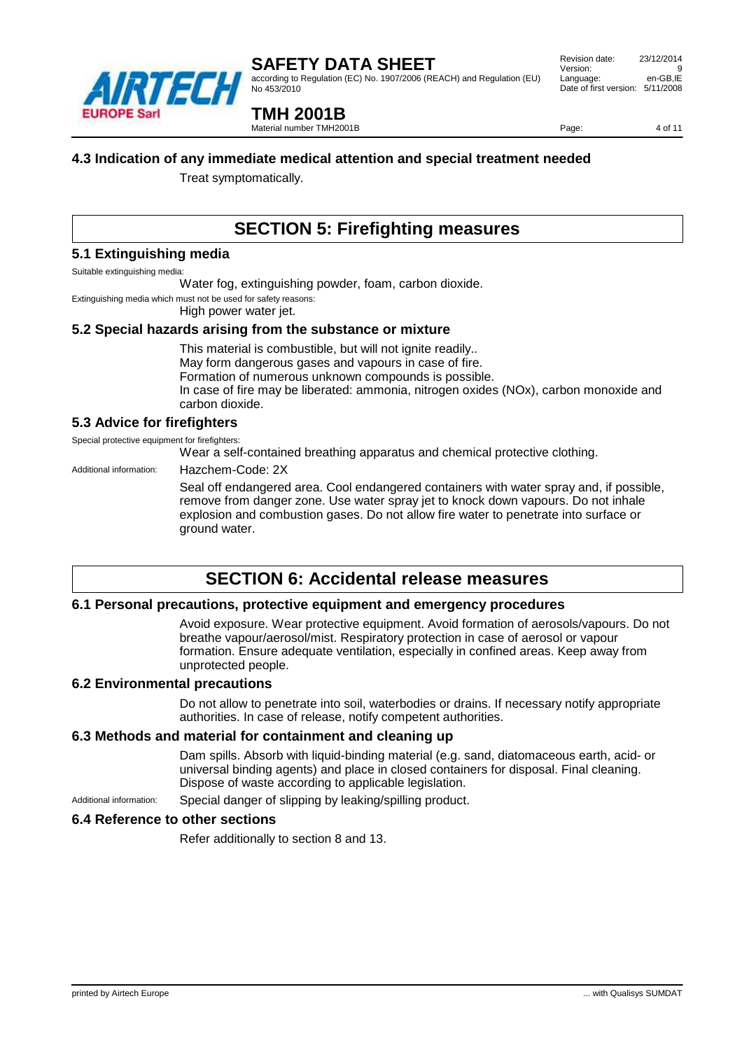### 4.3 Indication of any immediate medical attention and special treatment needed

Treat symptomatically.

## SECTION 5: Firefighting measures

### 5.1 Extinguishing media

Suitable extinguishing media:

Water fog, extinguishing powder, foam, carbon dioxide.

Extinguishing media which must not be used for safety reasons:

High power water jet.

### 5.2 Special hazards arising from the substance or mixture

This material is combustible, but will not ignite readily..
May form dangerous gases and vapours in case of fire.
Formation of numerous unknown compounds is possible.
In case of fire may be liberated: ammonia, nitrogen oxides (NOx), carbon monoxide and carbon dioxide.

### 5.3 Advice for firefighters

Special protective equipment for firefighters:

Wear a self-contained breathing apparatus and chemical protective clothing.

Additional information: Hazchem-Code: 2X

Seal off endangered area. Cool endangered containers with water spray and, if possible, remove from danger zone. Use water spray jet to knock down vapours. Do not inhale explosion and combustion gases. Do not allow fire water to penetrate into surface or ground water.

## SECTION 6: Accidental release measures

### 6.1 Personal precautions, protective equipment and emergency procedures

Avoid exposure. Wear protective equipment. Avoid formation of aerosols/vapours. Do not breathe vapour/aerosol/mist. Respiratory protection in case of aerosol or vapour formation. Ensure adequate ventilation, especially in confined areas. Keep away from unprotected people.

### 6.2 Environmental precautions

Do not allow to penetrate into soil, waterbodies or drains. If necessary notify appropriate authorities. In case of release, notify competent authorities.

### 6.3 Methods and material for containment and cleaning up

Dam spills. Absorb with liquid-binding material (e.g. sand, diatomaceous earth, acid- or universal binding agents) and place in closed containers for disposal. Final cleaning. Dispose of waste according to applicable legislation.

Additional information: Special danger of slipping by leaking/spilling product.

### 6.4 Reference to other sections

Refer additionally to section 8 and 13.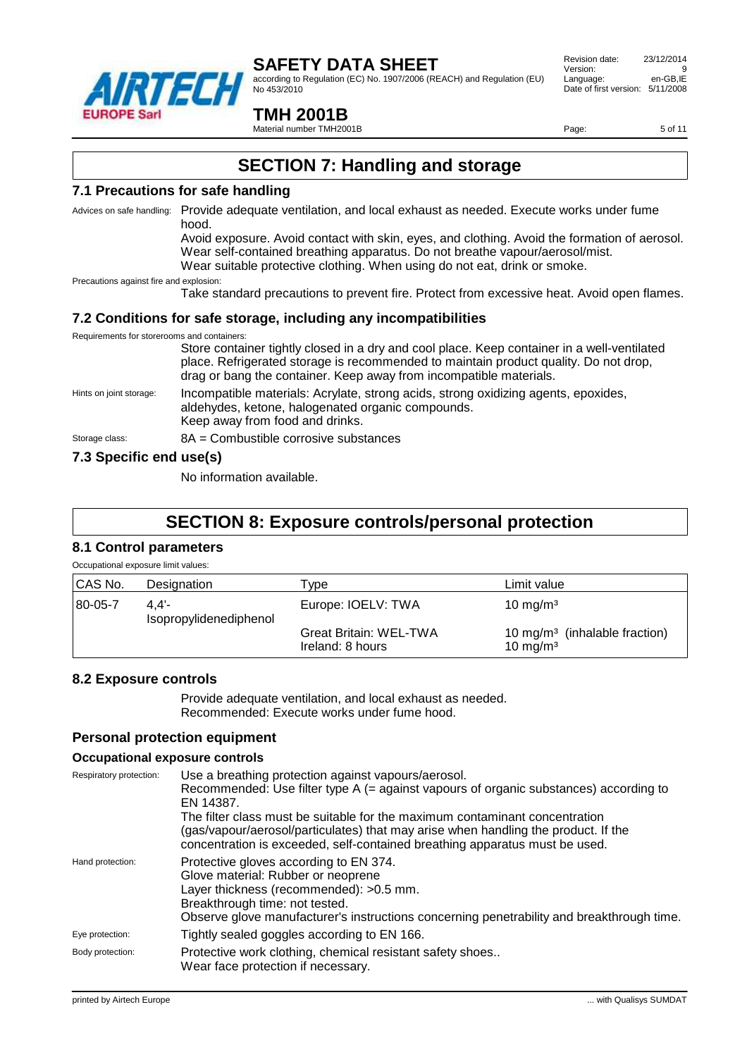# SECTION 7: Handling and storage

## 7.1 Precautions for safe handling

Advices on safe handling: Provide adequate ventilation, and local exhaust as needed. Execute works under fume hood.
Avoid exposure. Avoid contact with skin, eyes, and clothing. Avoid the formation of aerosol. Wear self-contained breathing apparatus. Do not breathe vapour/aerosol/mist.
Wear suitable protective clothing. When using do not eat, drink or smoke.

Precautions against fire and explosion:
Take standard precautions to prevent fire. Protect from excessive heat. Avoid open flames.

## 7.2 Conditions for safe storage, including any incompatibilities

Requirements for storerooms and containers:
Store container tightly closed in a dry and cool place. Keep container in a well-ventilated place. Refrigerated storage is recommended to maintain product quality. Do not drop, drag or bang the container. Keep away from incompatible materials.

Hints on joint storage: Incompatible materials: Acrylate, strong acids, strong oxidizing agents, epoxides, aldehydes, ketone, halogenated organic compounds.
Keep away from food and drinks.

Storage class: 8A = Combustible corrosive substances

## 7.3 Specific end use(s)

No information available.

# SECTION 8: Exposure controls/personal protection

## 8.1 Control parameters

Occupational exposure limit values:

| CAS No. | Designation | Type | Limit value |
|---|---|---|---|
| 80-05-7 | 4,4'-Isopropylidenediphenol | Europe: IOELV: TWA | 10 mg/m³ |
| | | Great Britain: WEL-TWA | 10 mg/m³ (inhalable fraction) |
| | | Ireland: 8 hours | 10 mg/m³ |

## 8.2 Exposure controls

Provide adequate ventilation, and local exhaust as needed.
Recommended: Execute works under fume hood.

### Personal protection equipment

#### Occupational exposure controls

Respiratory protection: Use a breathing protection against vapours/aerosol.
Recommended: Use filter type A (= against vapours of organic substances) according to EN 14387.
The filter class must be suitable for the maximum contaminant concentration (gas/vapour/aerosol/particulates) that may arise when handling the product. If the concentration is exceeded, self-contained breathing apparatus must be used.

Hand protection: Protective gloves according to EN 374.
Glove material: Rubber or neoprene
Layer thickness (recommended): >0.5 mm.
Breakthrough time: not tested.
Observe glove manufacturer's instructions concerning penetrability and breakthrough time.

Eye protection: Tightly sealed goggles according to EN 166.

Body protection: Protective work clothing, chemical resistant safety shoes..
Wear face protection if necessary.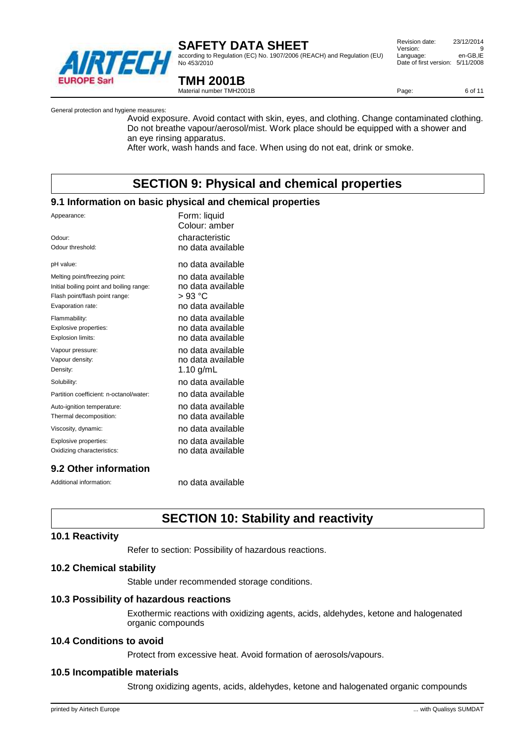General protection and hygiene measures:

Avoid exposure. Avoid contact with skin, eyes, and clothing. Change contaminated clothing. Do not breathe vapour/aerosol/mist. Work place should be equipped with a shower and an eye rinsing apparatus.
After work, wash hands and face. When using do not eat, drink or smoke.

# SECTION 9: Physical and chemical properties

## 9.1 Information on basic physical and chemical properties

| | |
|---|---|
| Appearance: | Form: liquid<br>Colour: amber |
| Odour: | characteristic |
| Odour threshold: | no data available |
| pH value: | no data available |
| Melting point/freezing point: | no data available |
| Initial boiling point and boiling range: | no data available |
| Flash point/flash point range: | > 93 °C |
| Evaporation rate: | no data available |
| Flammability: | no data available |
| Explosive properties: | no data available |
| Explosion limits: | no data available |
| Vapour pressure: | no data available |
| Vapour density: | no data available |
| Density: | 1.10 g/mL |
| Solubility: | no data available |
| Partition coefficient: n-octanol/water: | no data available |
| Auto-ignition temperature: | no data available |
| Thermal decomposition: | no data available |
| Viscosity, dynamic: | no data available |
| Explosive properties: | no data available |
| Oxidizing characteristics: | no data available |

## 9.2 Other information

| | |
|---|---|
| Additional information: | no data available |

# SECTION 10: Stability and reactivity

## 10.1 Reactivity

Refer to section: Possibility of hazardous reactions.

## 10.2 Chemical stability

Stable under recommended storage conditions.

## 10.3 Possibility of hazardous reactions

Exothermic reactions with oxidizing agents, acids, aldehydes, ketone and halogenated organic compounds

## 10.4 Conditions to avoid

Protect from excessive heat. Avoid formation of aerosols/vapours.

## 10.5 Incompatible materials

Strong oxidizing agents, acids, aldehydes, ketone and halogenated organic compounds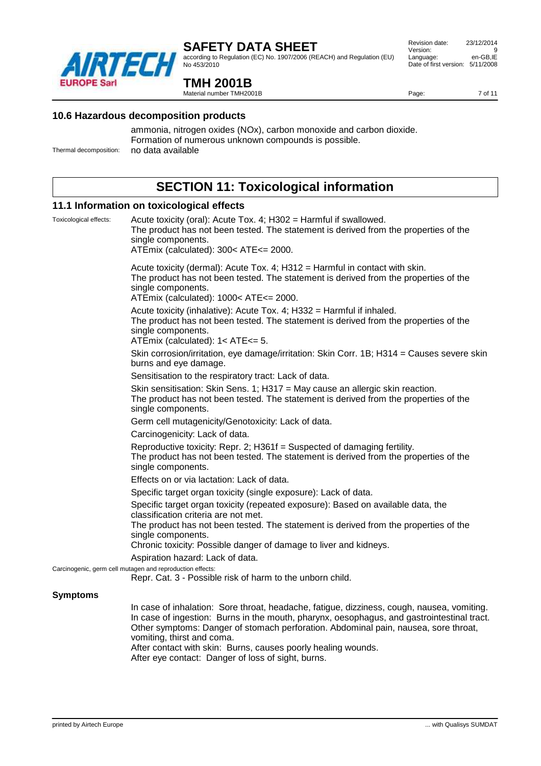### 10.6 Hazardous decomposition products

ammonia, nitrogen oxides (NOx), carbon monoxide and carbon dioxide.
Formation of numerous unknown compounds is possible.

Thermal decomposition: no data available

## SECTION 11: Toxicological information

### 11.1 Information on toxicological effects

Toxicological effects:

Acute toxicity (oral): Acute Tox. 4; H302 = Harmful if swallowed.
The product has not been tested. The statement is derived from the properties of the single components.
ATEmix (calculated): 300< ATE<= 2000.

Acute toxicity (dermal): Acute Tox. 4; H312 = Harmful in contact with skin.
The product has not been tested. The statement is derived from the properties of the single components.
ATEmix (calculated): 1000< ATE<= 2000.

Acute toxicity (inhalative): Acute Tox. 4; H332 = Harmful if inhaled.
The product has not been tested. The statement is derived from the properties of the single components.
ATEmix (calculated): 1< ATE<= 5.

Skin corrosion/irritation, eye damage/irritation: Skin Corr. 1B; H314 = Causes severe skin burns and eye damage.

Sensitisation to the respiratory tract: Lack of data.

Skin sensitisation: Skin Sens. 1; H317 = May cause an allergic skin reaction.
The product has not been tested. The statement is derived from the properties of the single components.

Germ cell mutagenicity/Genotoxicity: Lack of data.

Carcinogenicity: Lack of data.

Reproductive toxicity: Repr. 2; H361f = Suspected of damaging fertility.
The product has not been tested. The statement is derived from the properties of the single components.

Effects on or via lactation: Lack of data.

Specific target organ toxicity (single exposure): Lack of data.

Specific target organ toxicity (repeated exposure): Based on available data, the classification criteria are not met.
The product has not been tested. The statement is derived from the properties of the single components.
Chronic toxicity: Possible danger of damage to liver and kidneys.

Aspiration hazard: Lack of data.

Carcinogenic, germ cell mutagen and reproduction effects:

Repr. Cat. 3 - Possible risk of harm to the unborn child.

**Symptoms**

In case of inhalation: Sore throat, headache, fatigue, dizziness, cough, nausea, vomiting.
In case of ingestion: Burns in the mouth, pharynx, oesophagus, and gastrointestinal tract.
Other symptoms: Danger of stomach perforation. Abdominal pain, nausea, sore throat, vomiting, thirst and coma.
After contact with skin: Burns, causes poorly healing wounds.
After eye contact: Danger of loss of sight, burns.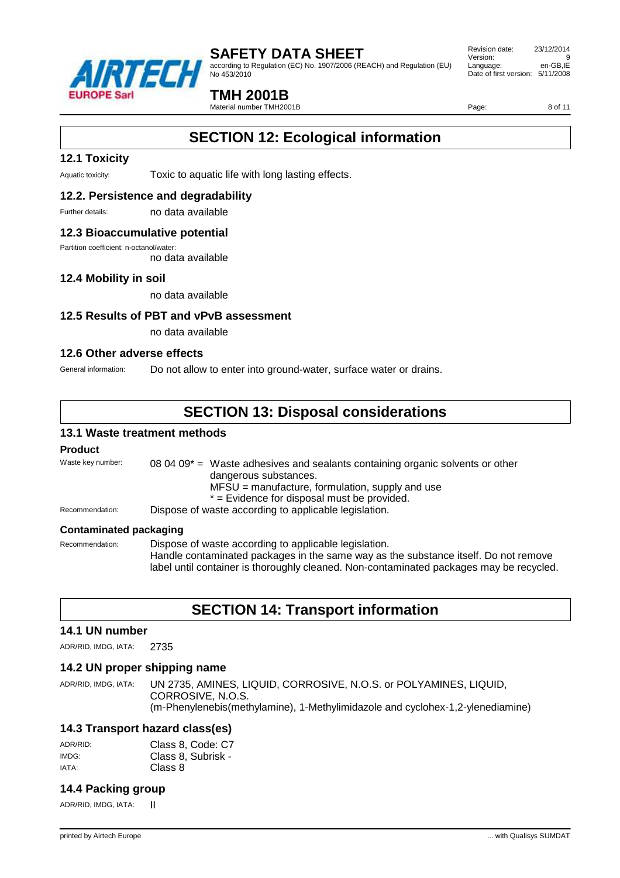## SECTION 12: Ecological information

### 12.1 Toxicity

Aquatic toxicity: Toxic to aquatic life with long lasting effects.

### 12.2. Persistence and degradability

Further details: no data available

### 12.3 Bioaccumulative potential

Partition coefficient: n-octanol/water:
no data available

### 12.4 Mobility in soil

no data available

### 12.5 Results of PBT and vPvB assessment

no data available

### 12.6 Other adverse effects

General information: Do not allow to enter into ground-water, surface water or drains.

## SECTION 13: Disposal considerations

### 13.1 Waste treatment methods

**Product**

Waste key number: 08 04 09* = Waste adhesives and sealants containing organic solvents or other dangerous substances.
MFSU = manufacture, formulation, supply and use
* = Evidence for disposal must be provided.

Recommendation: Dispose of waste according to applicable legislation.

**Contaminated packaging**

Recommendation: Dispose of waste according to applicable legislation.
Handle contaminated packages in the same way as the substance itself. Do not remove label until container is thoroughly cleaned. Non-contaminated packages may be recycled.

## SECTION 14: Transport information

### 14.1 UN number

ADR/RID, IMDG, IATA: 2735

### 14.2 UN proper shipping name

ADR/RID, IMDG, IATA: UN 2735, AMINES, LIQUID, CORROSIVE, N.O.S. or POLYAMINES, LIQUID, CORROSIVE, N.O.S.
(m-Phenylenebis(methylamine), 1-Methylimidazole and cyclohex-1,2-ylenediamine)

### 14.3 Transport hazard class(es)

ADR/RID: Class 8, Code: C7
IMDG: Class 8, Subrisk -
IATA: Class 8

### 14.4 Packing group

ADR/RID, IMDG, IATA: II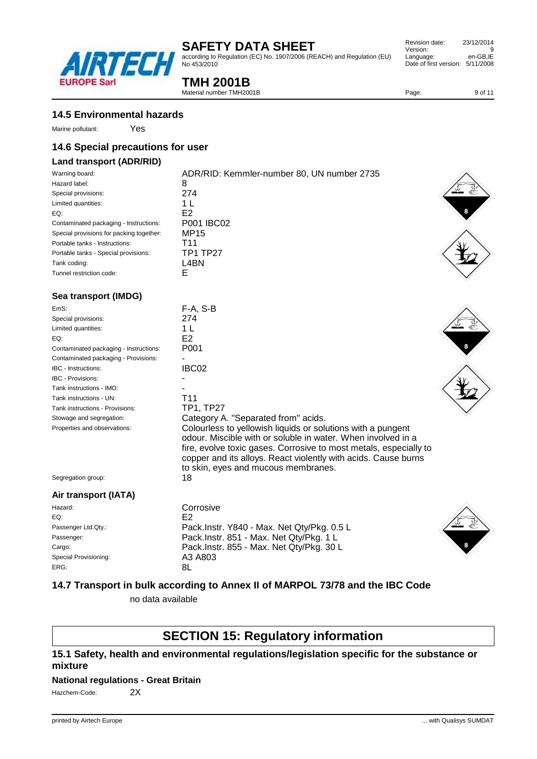## 14.5 Environmental hazards

Marine pollutant: Yes

## 14.6 Special precautions for user

### Land transport (ADR/RID)

| | |
|---|---|
| Warning board: | ADR/RID: Kemmler-number 80, UN number 2735 |
| Hazard label: | 8 |
| Special provisions: | 274 |
| Limited quantities: | 1 L |
| EQ: | E2 |
| Contaminated packaging - Instructions: | P001 IBC02 |
| Special provisions for packing together: | MP15 |
| Portable tanks - Instructions: | T11 |
| Portable tanks - Special provisions: | TP1 TP27 |
| Tank coding: | L4BN |
| Tunnel restriction code: | E |

### Sea transport (IMDG)

| | |
|---|---|
| EmS: | F-A, S-B |
| Special provisions: | 274 |
| Limited quantities: | 1 L |
| EQ: | E2 |
| Contaminated packaging - Instructions: | P001 |
| Contaminated packaging - Provisions: | - |
| IBC - Instructions: | IBC02 |
| IBC - Provisions: | - |
| Tank instructions - IMO: | - |
| Tank instructions - UN: | T11 |
| Tank instructions - Provisions: | TP1, TP27 |
| Stowage and segregation: | Category A. "Separated from" acids. |
| Properties and observations: | Colourless to yellowish liquids or solutions with a pungent odour. Miscible with or soluble in water. When involved in a fire, evolve toxic gases. Corrosive to most metals, especially to copper and its alloys. React violently with acids. Cause burns to skin, eyes and mucous membranes. |
| Segregation group: | 18 |

### Air transport (IATA)

| | |
|---|---|
| Hazard: | Corrosive |
| EQ: | E2 |
| Passenger Ltd.Qty.: | Pack.Instr. Y840 - Max. Net Qty/Pkg. 0.5 L |
| Passenger: | Pack.Instr. 851 - Max. Net Qty/Pkg. 1 L |
| Cargo: | Pack.Instr. 855 - Max. Net Qty/Pkg. 30 L |
| Special Provisioning: | A3 A803 |
| ERG: | 8L |

## 14.7 Transport in bulk according to Annex II of MARPOL 73/78 and the IBC Code

no data available

# SECTION 15: Regulatory information

## 15.1 Safety, health and environmental regulations/legislation specific for the substance or mixture

### National regulations - Great Britain

Hazchem-Code: 2X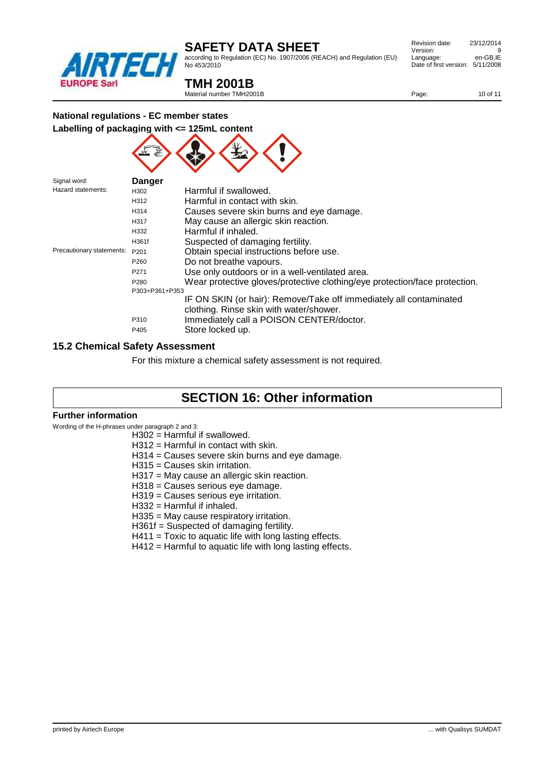### National regulations - EC member states

### Labelling of packaging with <= 125mL content

| | | |
|---|---|---|
| Signal word: | **Danger** | |
| Hazard statements: | H302 | Harmful if swallowed. |
| | H312 | Harmful in contact with skin. |
| | H314 | Causes severe skin burns and eye damage. |
| | H317 | May cause an allergic skin reaction. |
| | H332 | Harmful if inhaled. |
| | H361f | Suspected of damaging fertility. |
| Precautionary statements: | P201 | Obtain special instructions before use. |
| | P260 | Do not breathe vapours. |
| | P271 | Use only outdoors or in a well-ventilated area. |
| | P280 | Wear protective gloves/protective clothing/eye protection/face protection. |
| | P303+P361+P353 | IF ON SKIN (or hair): Remove/Take off immediately all contaminated clothing. Rinse skin with water/shower. |
| | P310 | Immediately call a POISON CENTER/doctor. |
| | P405 | Store locked up. |

### 15.2 Chemical Safety Assessment

For this mixture a chemical safety assessment is not required.

## SECTION 16: Other information

### Further information

Wording of the H-phrases under paragraph 2 and 3:

H302 = Harmful if swallowed.
H312 = Harmful in contact with skin.
H314 = Causes severe skin burns and eye damage.
H315 = Causes skin irritation.
H317 = May cause an allergic skin reaction.
H318 = Causes serious eye damage.
H319 = Causes serious eye irritation.
H332 = Harmful if inhaled.
H335 = May cause respiratory irritation.
H361f = Suspected of damaging fertility.
H411 = Toxic to aquatic life with long lasting effects.
H412 = Harmful to aquatic life with long lasting effects.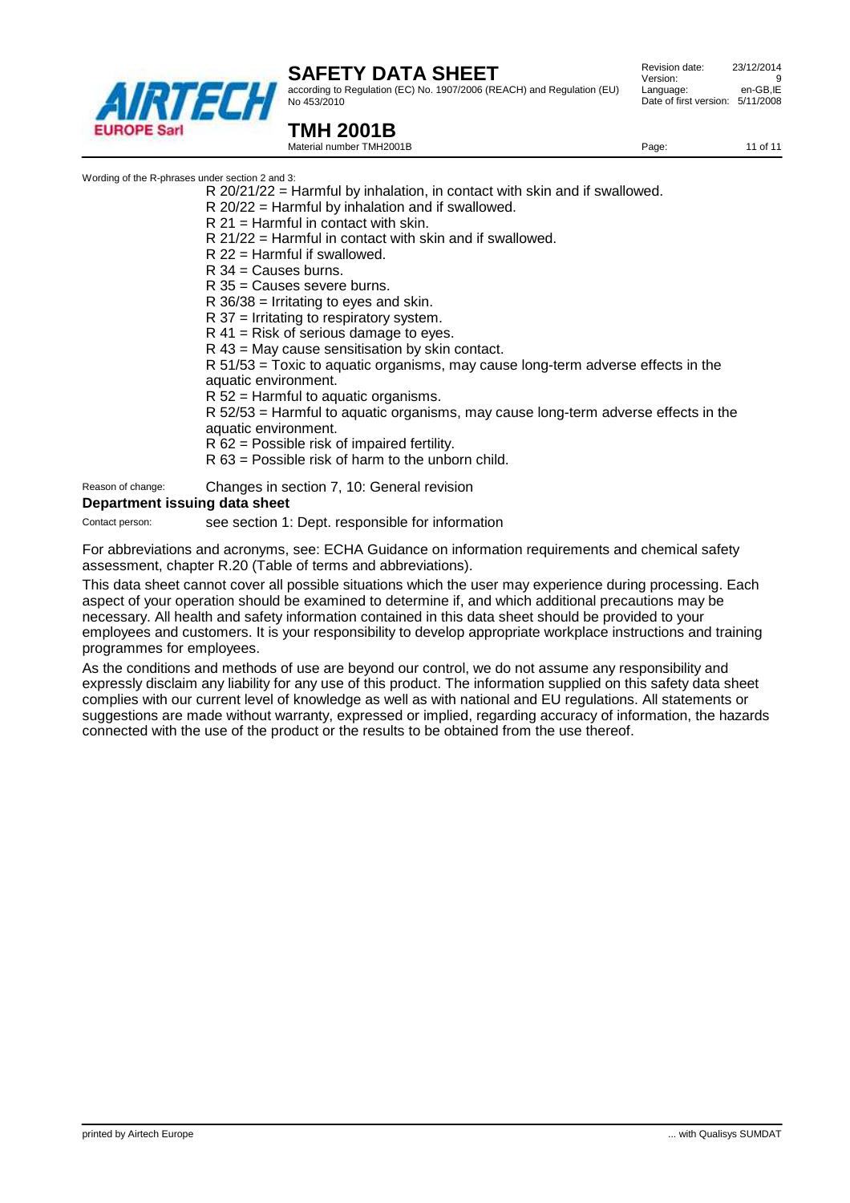Wording of the R-phrases under section 2 and 3:

R 20/21/22 = Harmful by inhalation, in contact with skin and if swallowed.
R 20/22 = Harmful by inhalation and if swallowed.
R 21 = Harmful in contact with skin.
R 21/22 = Harmful in contact with skin and if swallowed.
R 22 = Harmful if swallowed.
R 34 = Causes burns.
R 35 = Causes severe burns.
R 36/38 = Irritating to eyes and skin.
R 37 = Irritating to respiratory system.
R 41 = Risk of serious damage to eyes.
R 43 = May cause sensitisation by skin contact.
R 51/53 = Toxic to aquatic organisms, may cause long-term adverse effects in the aquatic environment.
R 52 = Harmful to aquatic organisms.
R 52/53 = Harmful to aquatic organisms, may cause long-term adverse effects in the aquatic environment.
R 62 = Possible risk of impaired fertility.
R 63 = Possible risk of harm to the unborn child.

Reason of change: Changes in section 7, 10: General revision

**Department issuing data sheet**

Contact person: see section 1: Dept. responsible for information

For abbreviations and acronyms, see: ECHA Guidance on information requirements and chemical safety assessment, chapter R.20 (Table of terms and abbreviations).

This data sheet cannot cover all possible situations which the user may experience during processing. Each aspect of your operation should be examined to determine if, and which additional precautions may be necessary. All health and safety information contained in this data sheet should be provided to your employees and customers. It is your responsibility to develop appropriate workplace instructions and training programmes for employees.

As the conditions and methods of use are beyond our control, we do not assume any responsibility and expressly disclaim any liability for any use of this product. The information supplied on this safety data sheet complies with our current level of knowledge as well as with national and EU regulations. All statements or suggestions are made without warranty, expressed or implied, regarding accuracy of information, the hazards connected with the use of the product or the results to be obtained from the use thereof.